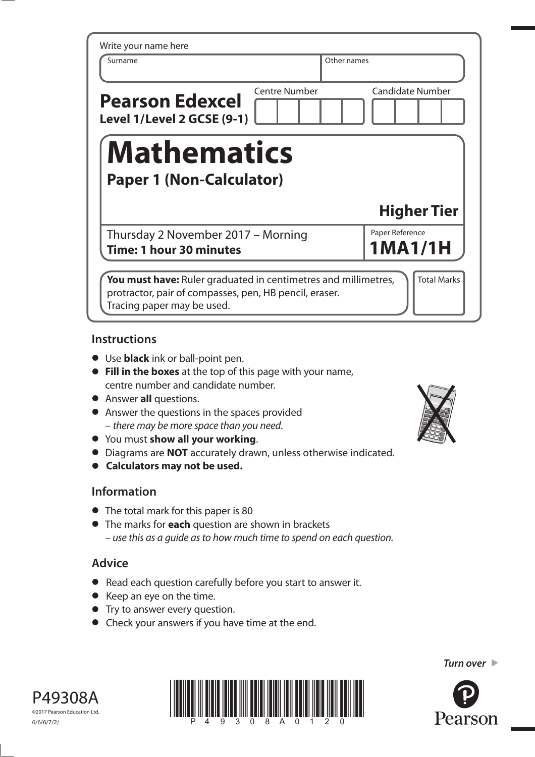Write your name here

| Surname | Other names |
|---|---|
| | |

**Pearson Edexcel**
**Level 1/Level 2 GCSE (9-1)**

| Centre Number | Candidate Number |
|---|---|
| | |

# Mathematics

## Paper 1 (Non-Calculator)

### Higher Tier

Thursday 2 November 2017 – Morning
**Time: 1 hour 30 minutes**

Paper Reference
**1MA1/1H**

**You must have:** Ruler graduated in centimetres and millimetres, protractor, pair of compasses, pen, HB pencil, eraser.
Tracing paper may be used.

Total Marks

## Instructions

- Use **black** ink or ball-point pen.
- **Fill in the boxes** at the top of this page with your name, centre number and candidate number.
- Answer **all** questions.
- Answer the questions in the spaces provided
  – *there may be more space than you need.*
- You must **show all your working**.
- Diagrams are **NOT** accurately drawn, unless otherwise indicated.
- **Calculators may not be used.**

## Information

- The total mark for this paper is 80
- The marks for **each** question are shown in brackets
  – *use this as a guide as to how much time to spend on each question.*

## Advice

- Read each question carefully before you start to answer it.
- Keep an eye on the time.
- Try to answer every question.
- Check your answers if you have time at the end.

*Turn over*

P49308A
©2017 Pearson Education Ltd.
6/6/6/7/2/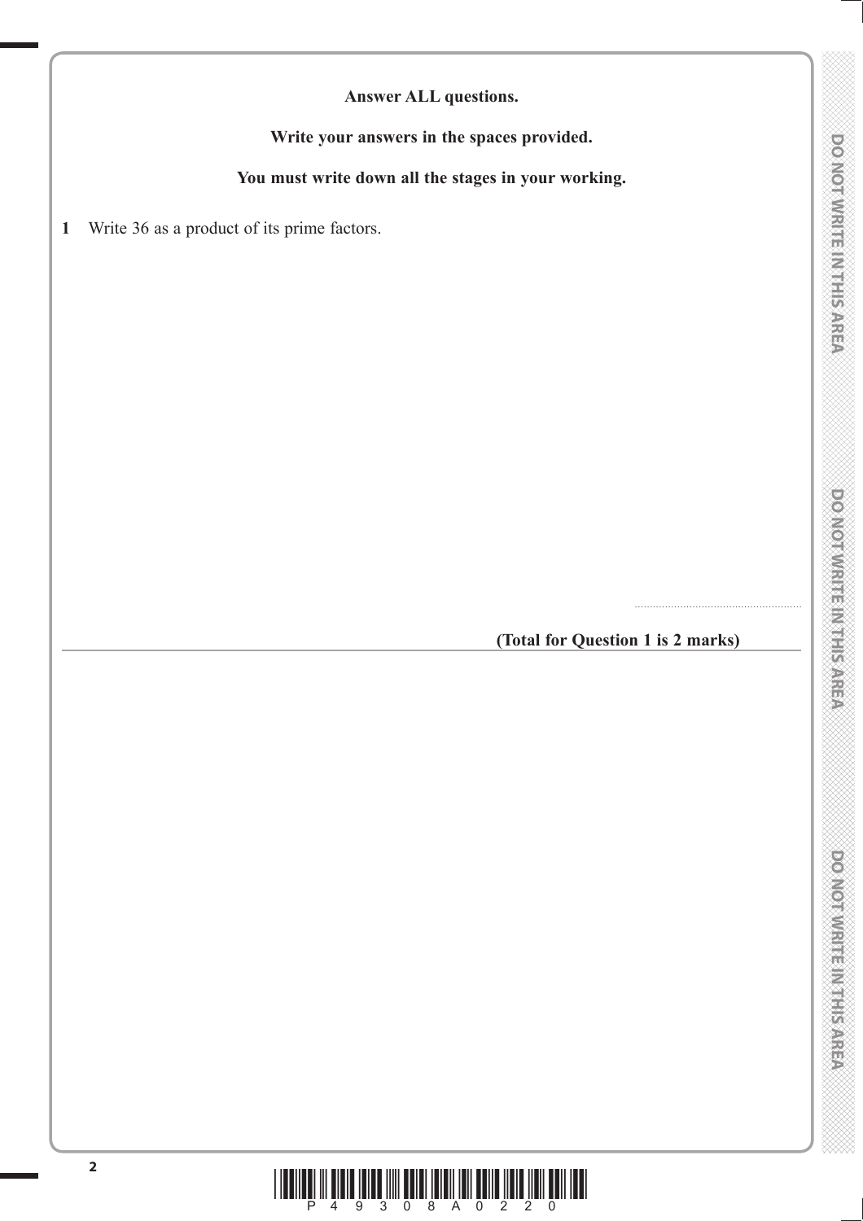**Answer ALL questions.**

**Write your answers in the spaces provided.**

**You must write down all the stages in your working.**

**1** Write 36 as a product of its prime factors.

..........................................................

**(Total for Question 1 is 2 marks)**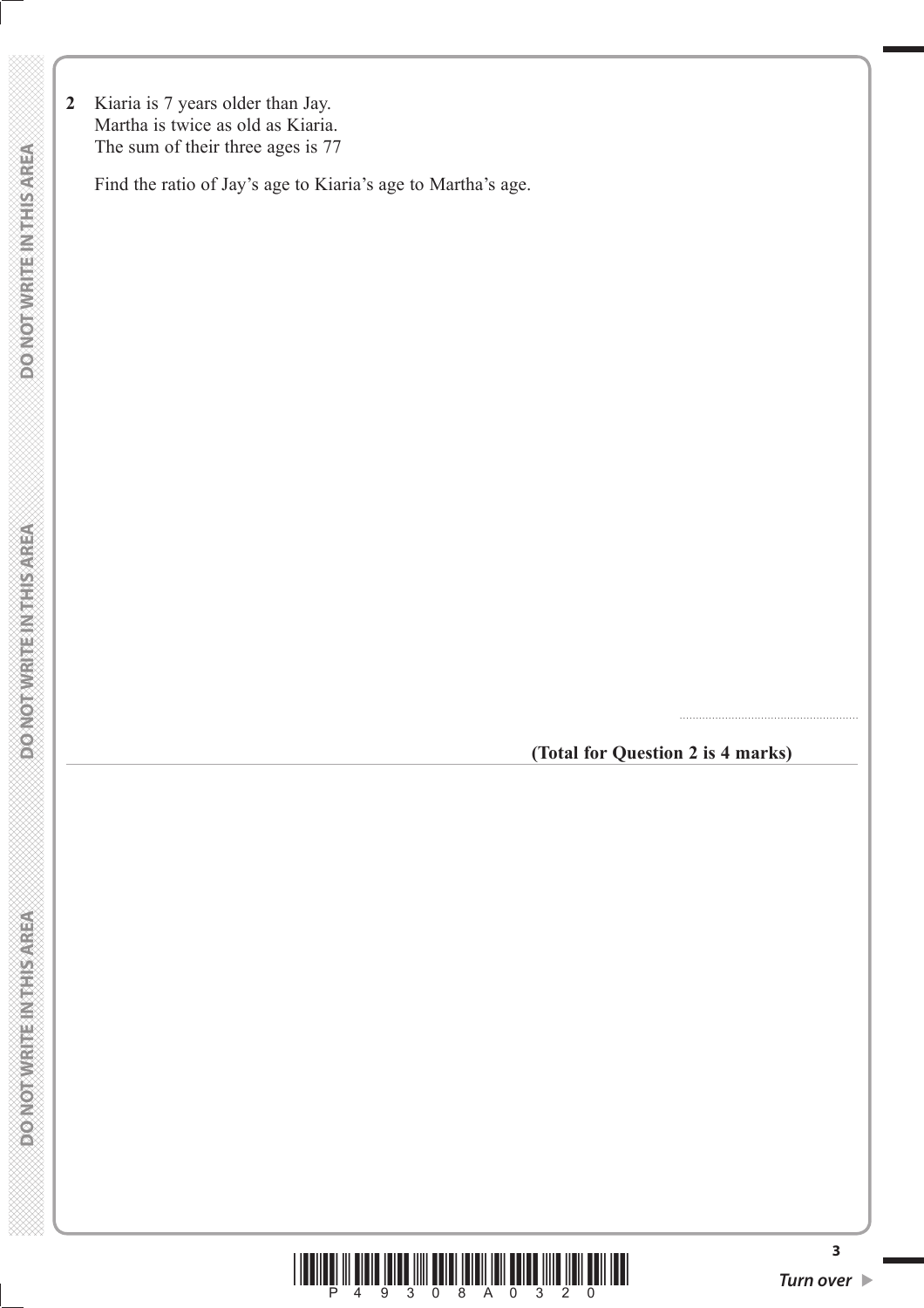**2** Kiaria is 7 years older than Jay.
Martha is twice as old as Kiaria.
The sum of their three ages is 77

Find the ratio of Jay's age to Kiaria's age to Martha's age.

.......................................................

**(Total for Question 2 is 4 marks)**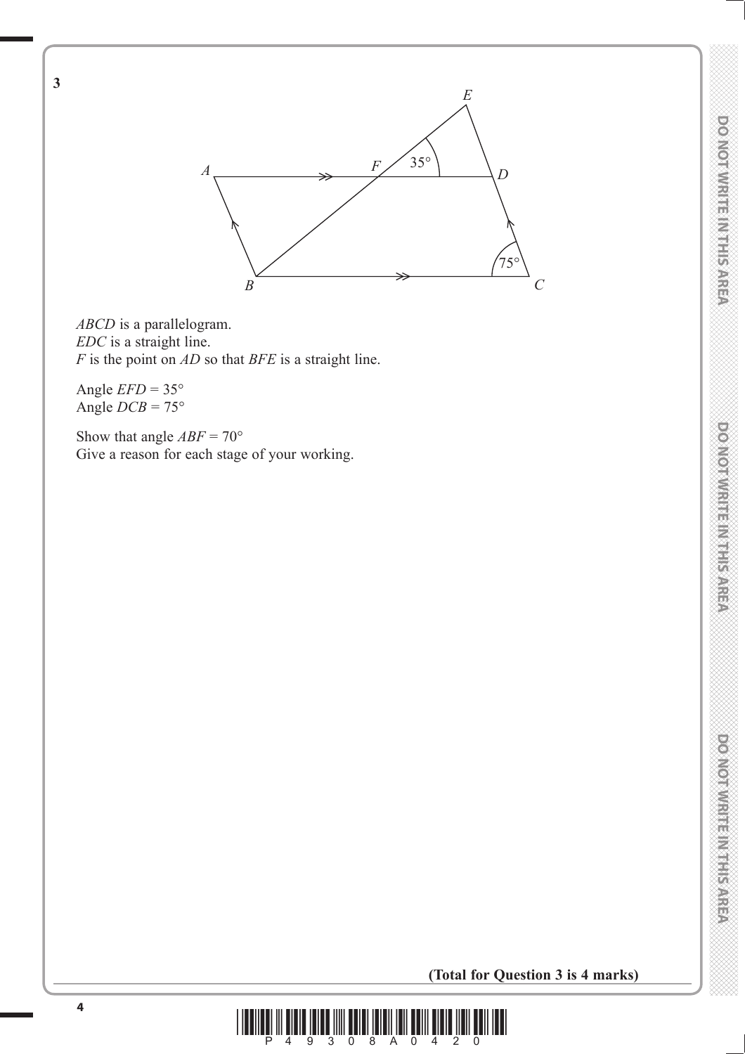**3**

*ABCD* is a parallelogram.
*EDC* is a straight line.
*F* is the point on *AD* so that *BFE* is a straight line.

Angle $EFD = 35°$
Angle $DCB = 75°$

Show that angle $ABF = 70°$
Give a reason for each stage of your working.

**(Total for Question 3 is 4 marks)**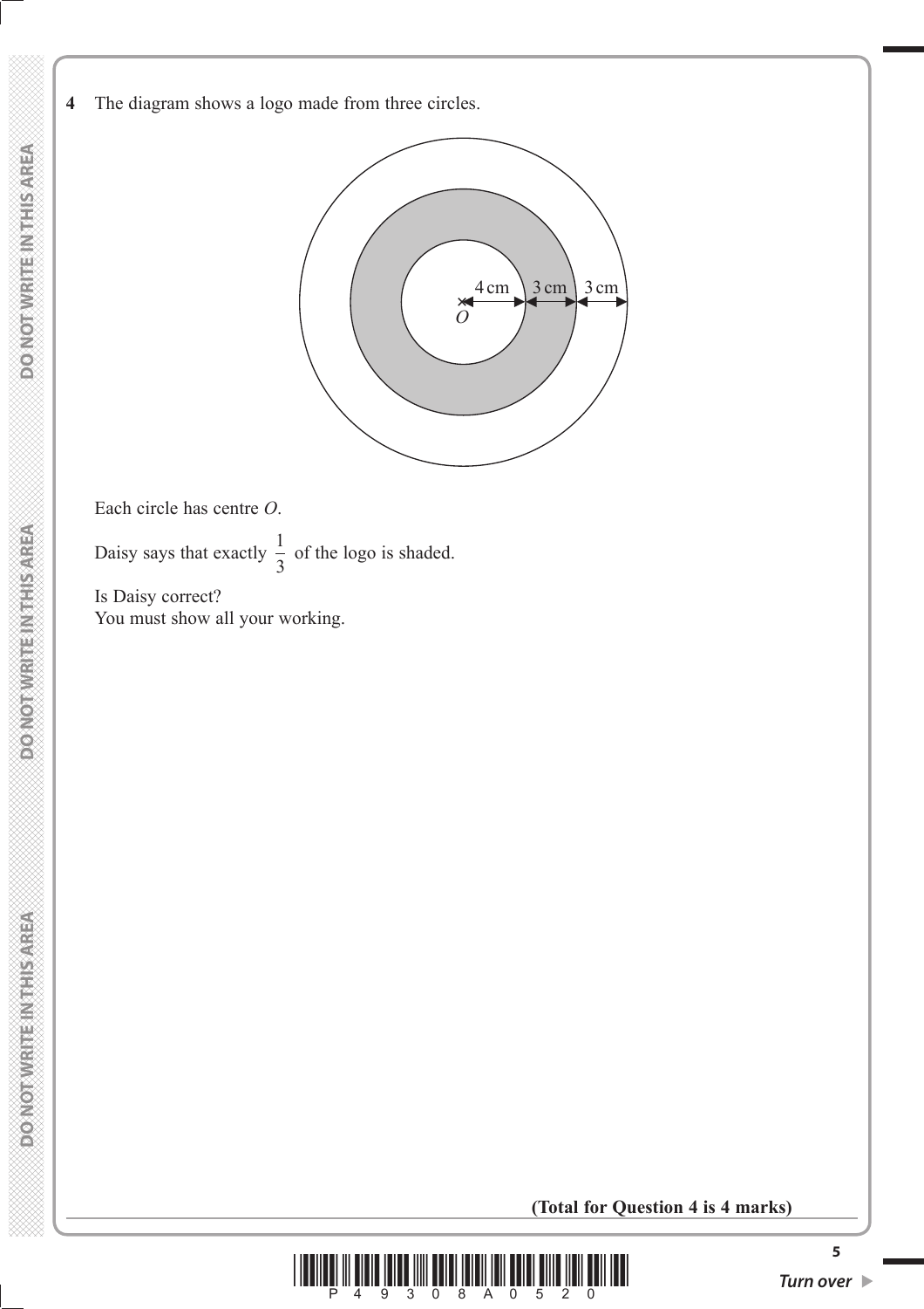**4** The diagram shows a logo made from three circles.

Each circle has centre $O$.

Daisy says that exactly $\frac{1}{3}$ of the logo is shaded.

Is Daisy correct?
You must show all your working.

**(Total for Question 4 is 4 marks)**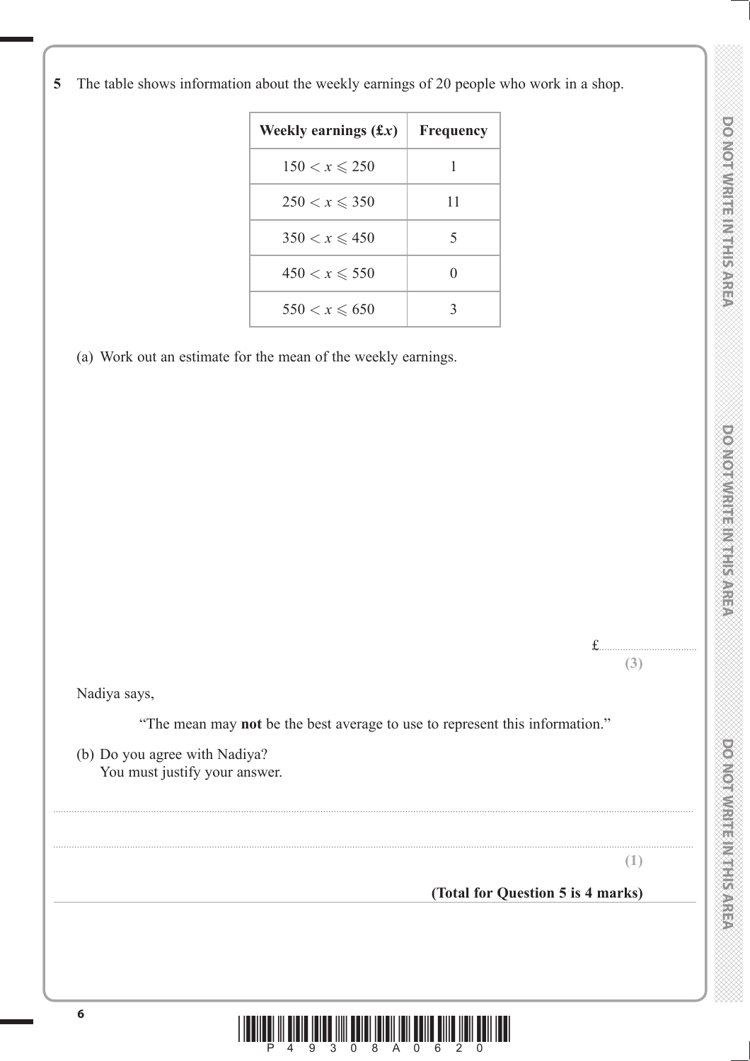**5** The table shows information about the weekly earnings of 20 people who work in a shop.

| Weekly earnings (£$x$) | Frequency |
|---|---|
| $150 < x \leqslant 250$ | 1 |
| $250 < x \leqslant 350$ | 11 |
| $350 < x \leqslant 450$ | 5 |
| $450 < x \leqslant 550$ | 0 |
| $550 < x \leqslant 650$ | 3 |

(a) Work out an estimate for the mean of the weekly earnings.

£.....................................

**(3)**

Nadiya says,

"The mean may **not** be the best average to use to represent this information."

(b) Do you agree with Nadiya?
You must justify your answer.

..........................................................................................................................................................................

..........................................................................................................................................................................

**(1)**

**(Total for Question 5 is 4 marks)**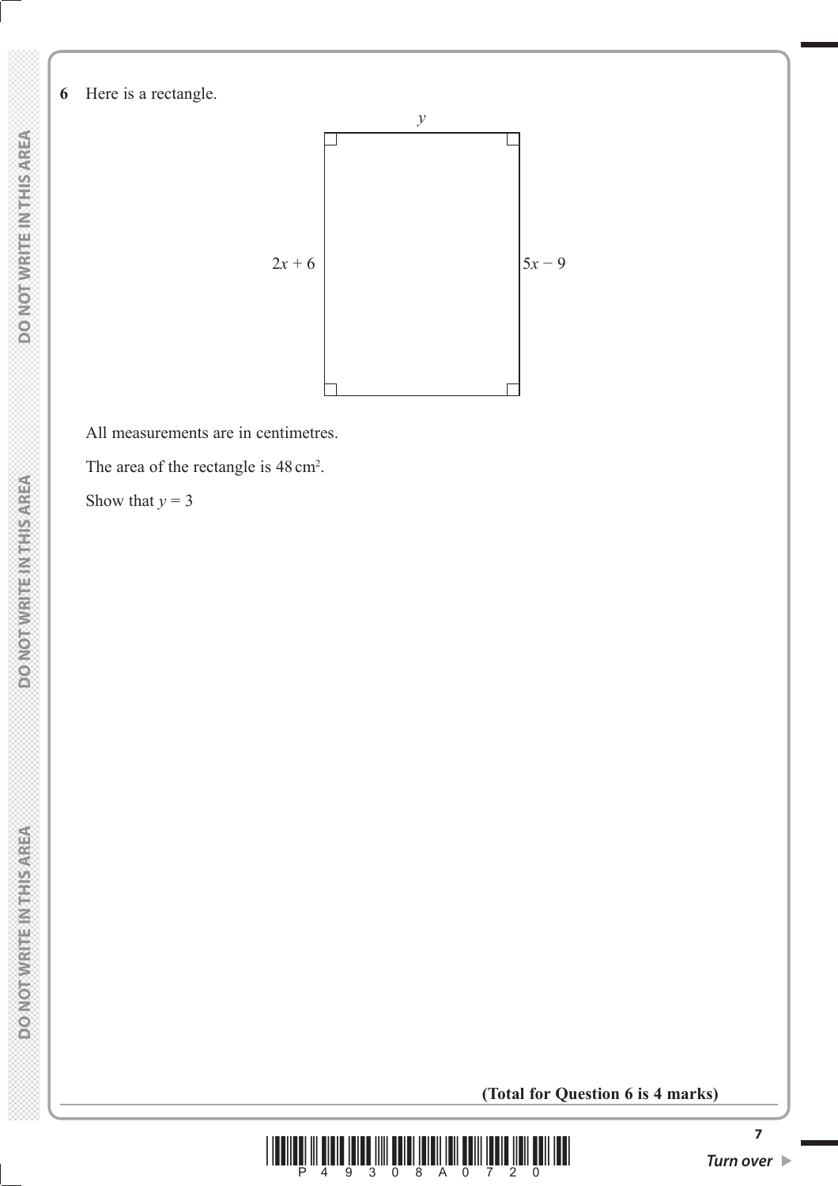**6** Here is a rectangle.

$y$

$2x + 6$ | $5x - 9$

All measurements are in centimetres.

The area of the rectangle is $48\,\text{cm}^2$.

Show that $y = 3$

**(Total for Question 6 is 4 marks)**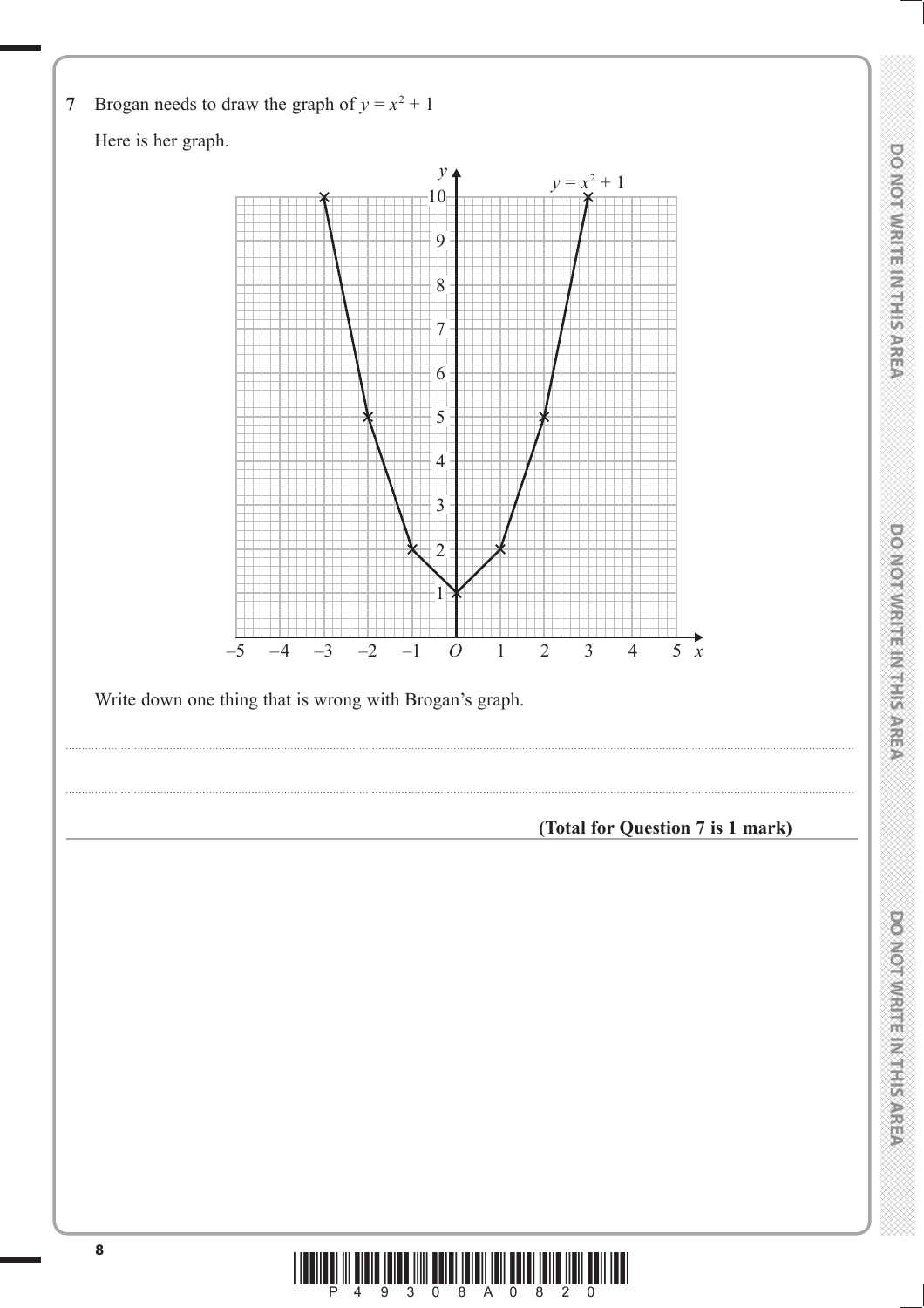**7** Brogan needs to draw the graph of $y = x^2 + 1$

Here is her graph.

Write down one thing that is wrong with Brogan's graph.

..................................................................................................................................................................................................................

..................................................................................................................................................................................................................

**(Total for Question 7 is 1 mark)**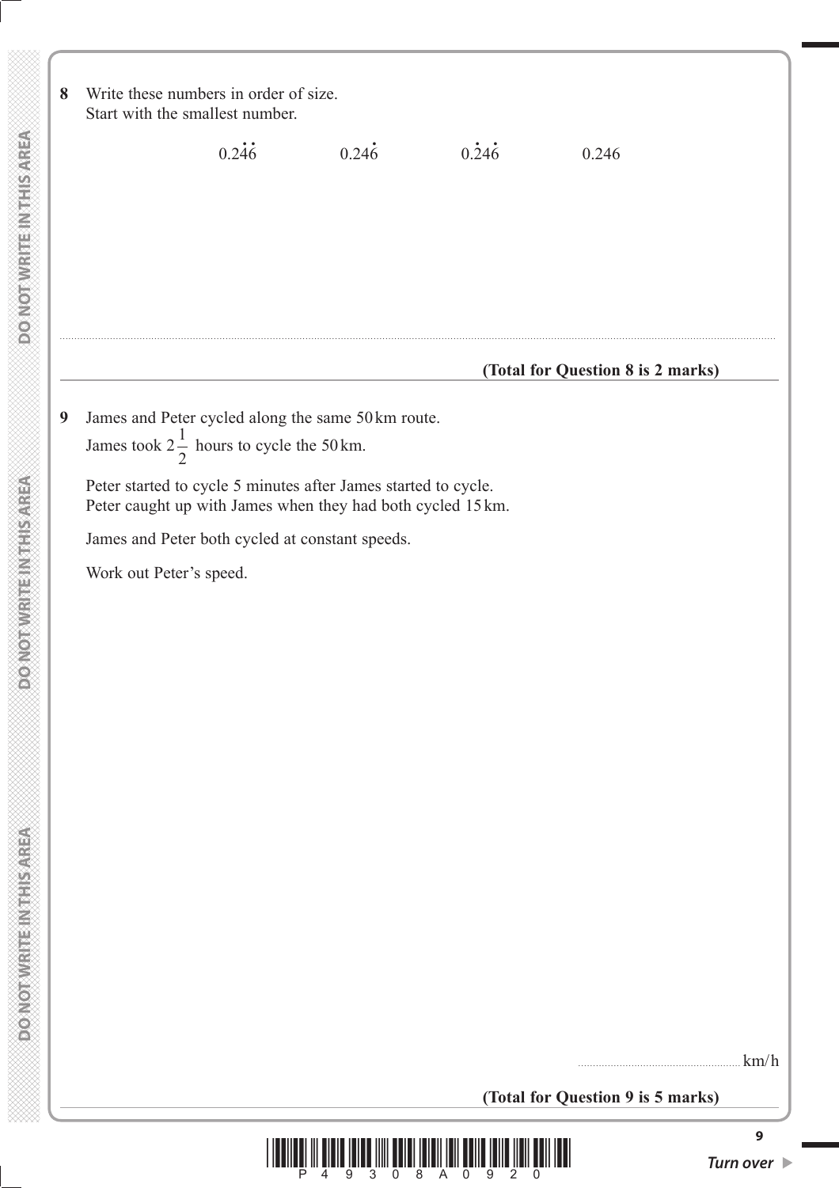**8** Write these numbers in order of size.
Start with the smallest number.

$$0.\dot{2}\dot{4}6 \qquad 0.24\dot{6} \qquad 0.\dot{2}4\dot{6} \qquad 0.246$$

..............................................................................................................................................

**(Total for Question 8 is 2 marks)**

---

**9** James and Peter cycled along the same 50 km route.
James took $2\frac{1}{2}$ hours to cycle the 50 km.

Peter started to cycle 5 minutes after James started to cycle.
Peter caught up with James when they had both cycled 15 km.

James and Peter both cycled at constant speeds.

Work out Peter's speed.

.......................................................km/h

**(Total for Question 9 is 5 marks)**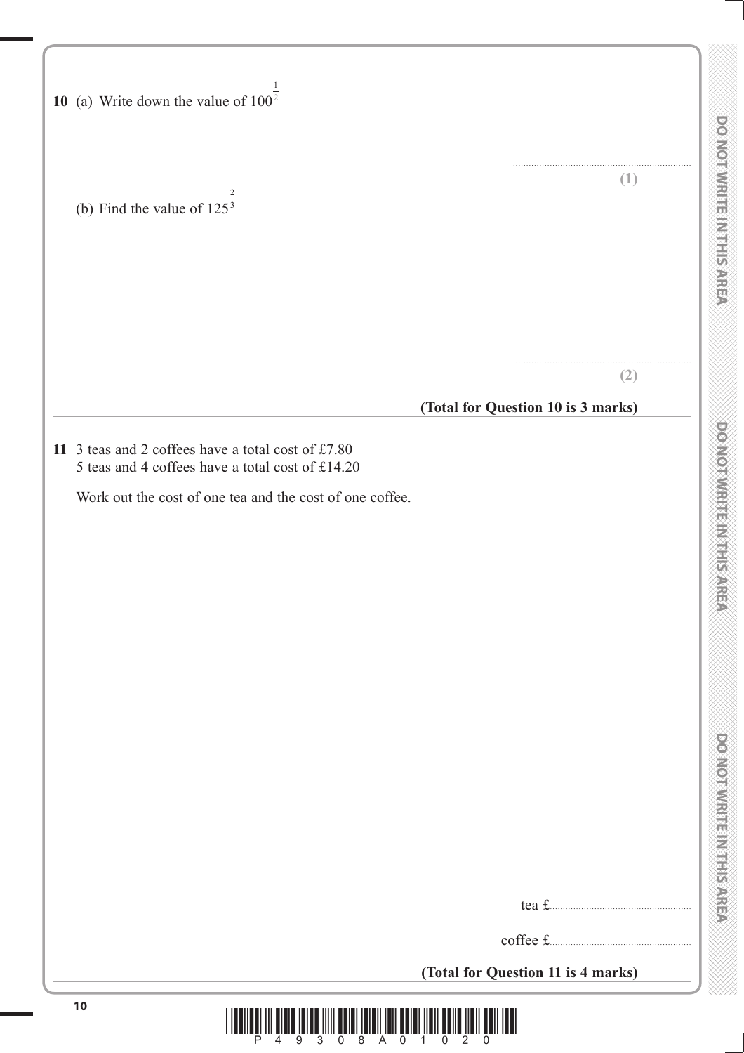**10** (a) Write down the value of $100^{\frac{1}{2}}$

..........................................................
**(1)**

(b) Find the value of $125^{\frac{2}{3}}$

..........................................................
**(2)**

**(Total for Question 10 is 3 marks)**

---

**11** 3 teas and 2 coffees have a total cost of £7.80
5 teas and 4 coffees have a total cost of £14.20

Work out the cost of one tea and the cost of one coffee.

tea £..........................................

coffee £..........................................

**(Total for Question 11 is 4 marks)**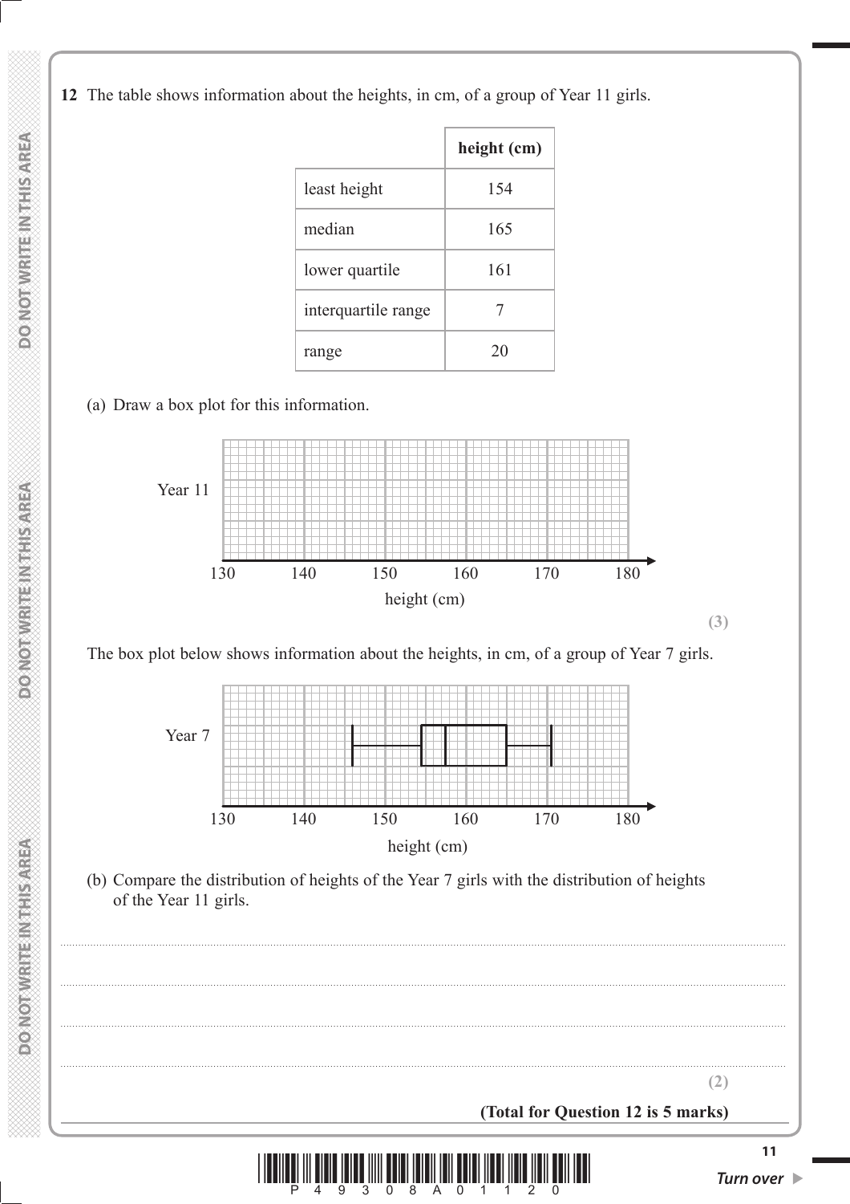**12** The table shows information about the heights, in cm, of a group of Year 11 girls.

| | height (cm) |
|---|---|
| least height | 154 |
| median | 165 |
| lower quartile | 161 |
| interquartile range | 7 |
| range | 20 |

(a) Draw a box plot for this information.

Year 11

130 140 150 160 170 180

height (cm)

**(3)**

The box plot below shows information about the heights, in cm, of a group of Year 7 girls.

Year 7

130 140 150 160 170 180

height (cm)

(b) Compare the distribution of heights of the Year 7 girls with the distribution of heights of the Year 11 girls.

..................................................................................................................................................

..................................................................................................................................................

..................................................................................................................................................

..................................................................................................................................................

**(2)**

**(Total for Question 12 is 5 marks)**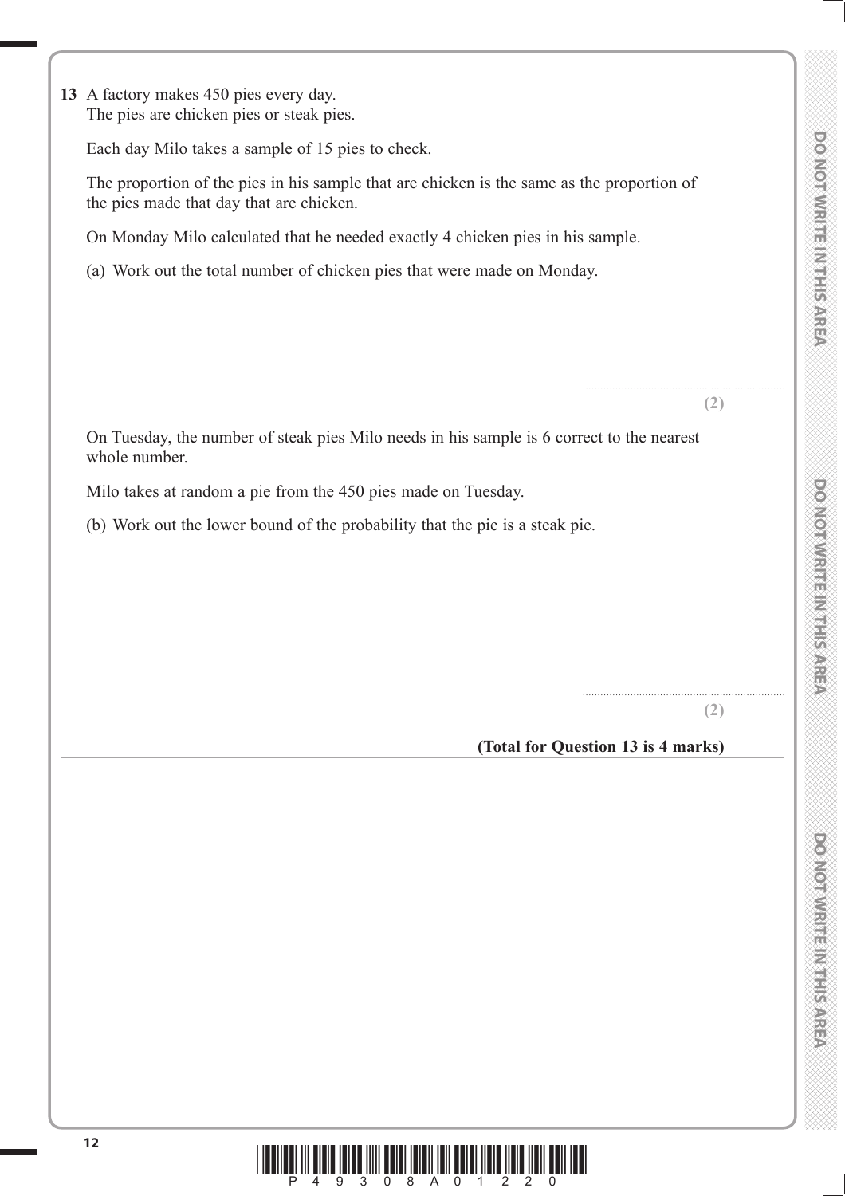**13** A factory makes 450 pies every day.
The pies are chicken pies or steak pies.

Each day Milo takes a sample of 15 pies to check.

The proportion of the pies in his sample that are chicken is the same as the proportion of the pies made that day that are chicken.

On Monday Milo calculated that he needed exactly 4 chicken pies in his sample.

(a) Work out the total number of chicken pies that were made on Monday.

..........................................................
**(2)**

On Tuesday, the number of steak pies Milo needs in his sample is 6 correct to the nearest whole number.

Milo takes at random a pie from the 450 pies made on Tuesday.

(b) Work out the lower bound of the probability that the pie is a steak pie.

..........................................................
**(2)**

**(Total for Question 13 is 4 marks)**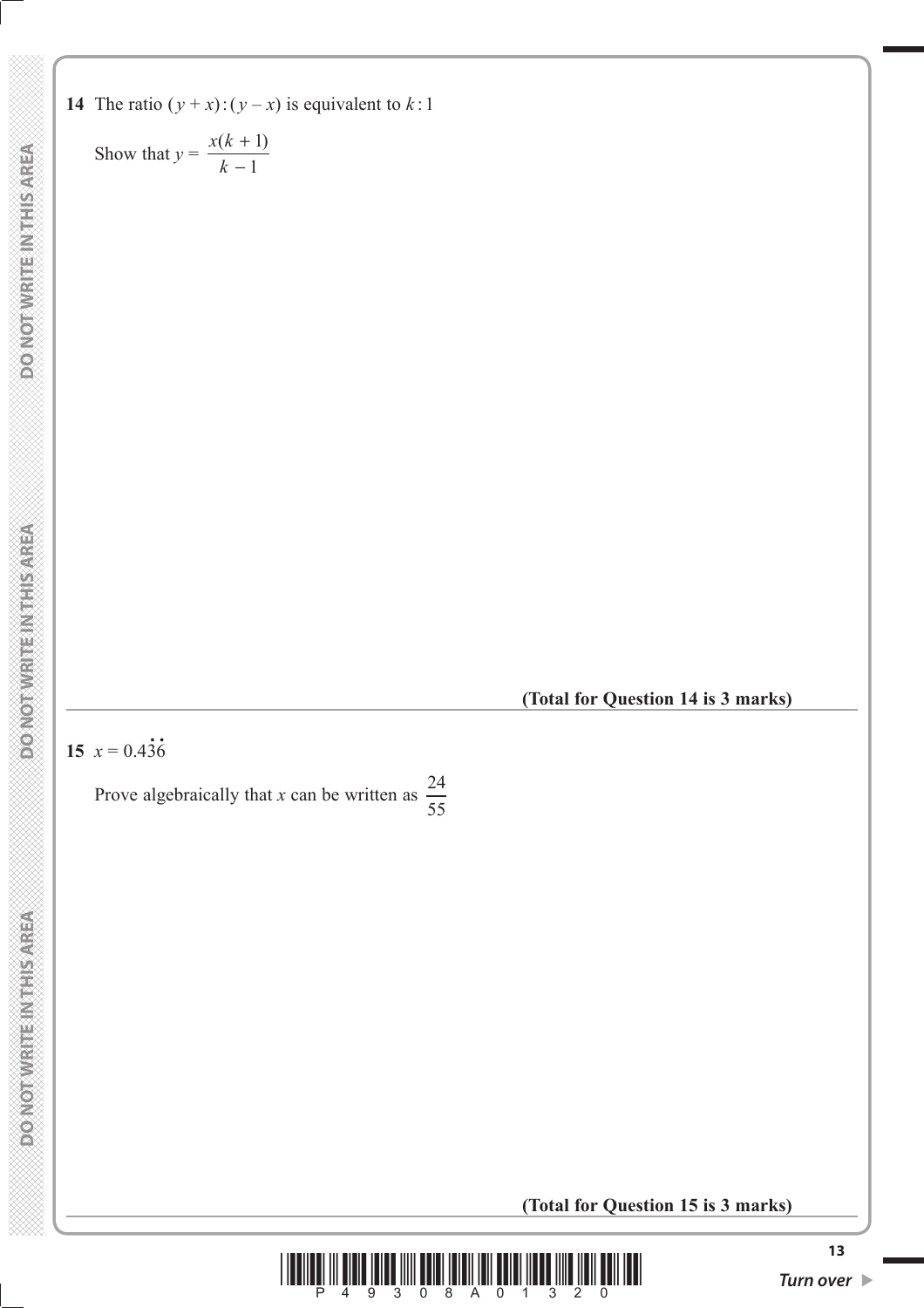**14** The ratio $(y + x) : (y - x)$ is equivalent to $k : 1$

Show that $y = \dfrac{x(k + 1)}{k - 1}$

**(Total for Question 14 is 3 marks)**

---

**15** $x = 0.4\dot{3}\dot{6}$

Prove algebraically that $x$ can be written as $\dfrac{24}{55}$

**(Total for Question 15 is 3 marks)**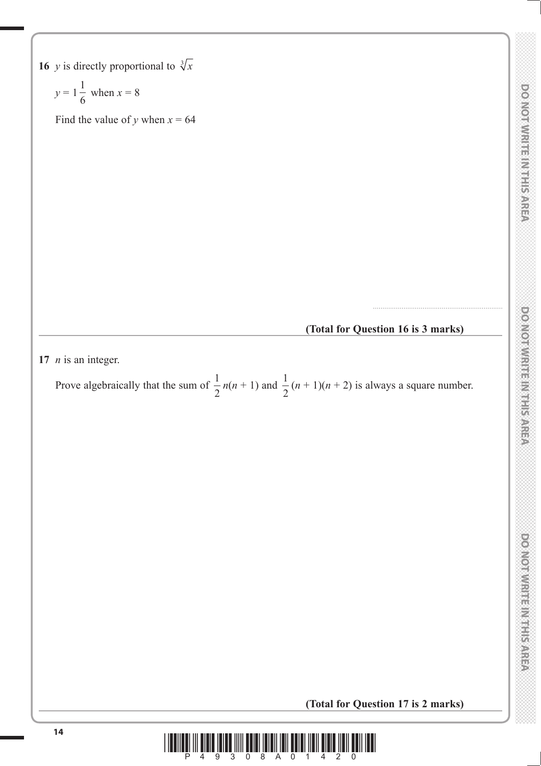**16** $y$ is directly proportional to $\sqrt[3]{x}$

$y = 1\frac{1}{6}$ when $x = 8$

Find the value of $y$ when $x = 64$

..........................................................

**(Total for Question 16 is 3 marks)**

---

**17** $n$ is an integer.

Prove algebraically that the sum of $\frac{1}{2}n(n + 1)$ and $\frac{1}{2}(n + 1)(n + 2)$ is always a square number.

**(Total for Question 17 is 2 marks)**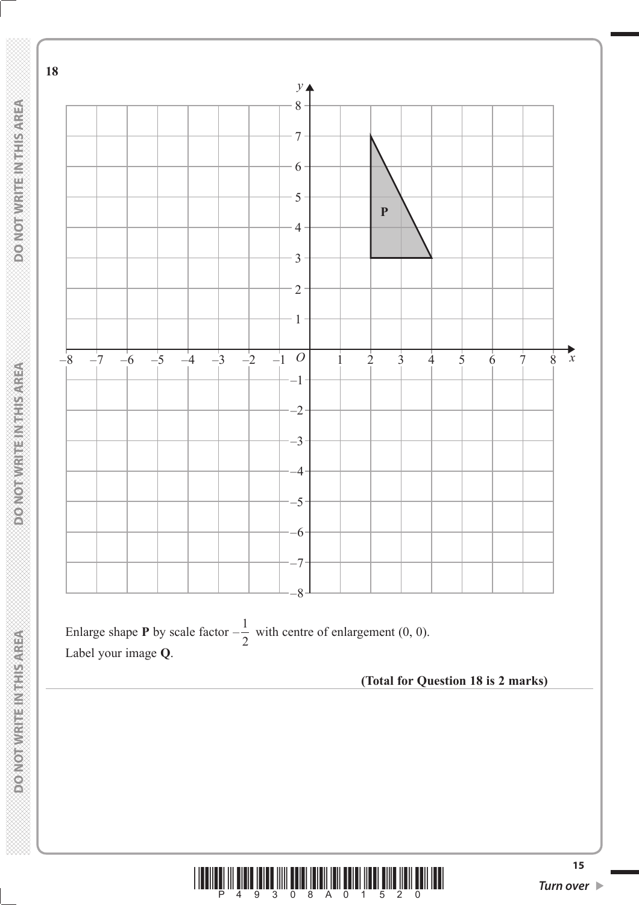**18**

Enlarge shape **P** by scale factor $-\frac{1}{2}$ with centre of enlargement (0, 0).
Label your image **Q**.

**(Total for Question 18 is 2 marks)**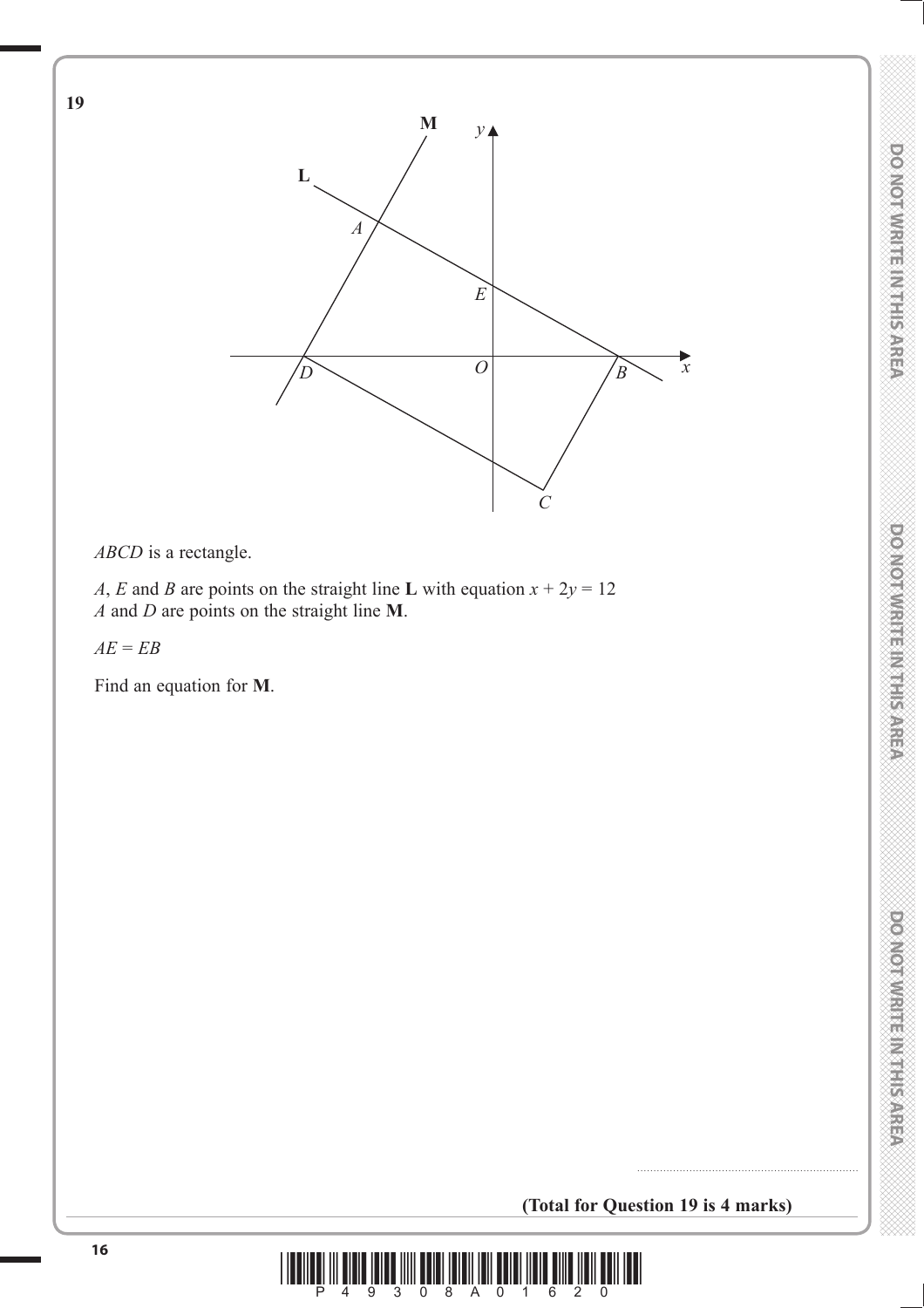**19**

*ABCD* is a rectangle.

*A*, *E* and *B* are points on the straight line **L** with equation $x + 2y = 12$
*A* and *D* are points on the straight line **M**.

$AE = EB$

Find an equation for **M**.

.......................................................................

**(Total for Question 19 is 4 marks)**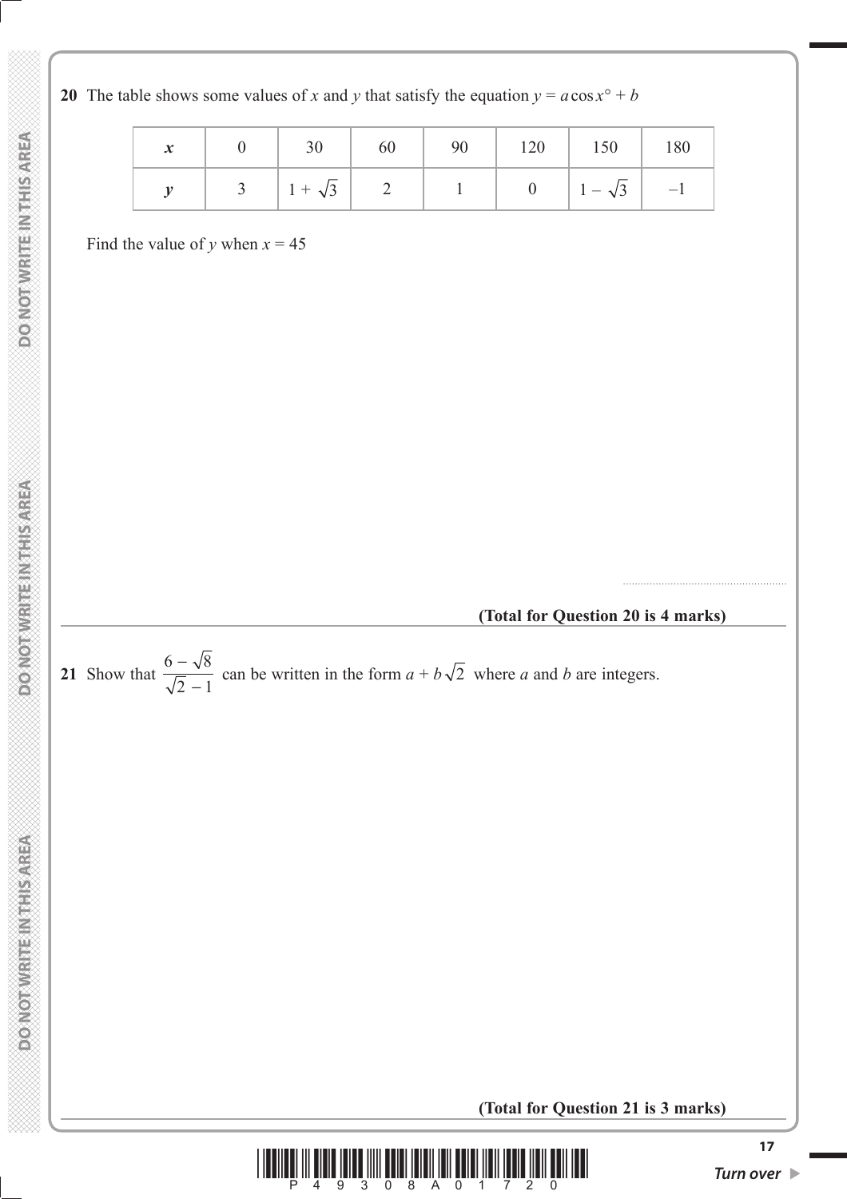**20** The table shows some values of $x$ and $y$ that satisfy the equation $y = a\cos x° + b$

| $x$ | 0 | 30 | 60 | 90 | 120 | 150 | 180 |
|---|---|---|---|---|---|---|---|
| $y$ | 3 | $1 + \sqrt{3}$ | 2 | 1 | 0 | $1 - \sqrt{3}$ | –1 |

Find the value of $y$ when $x = 45$

.......................................................

**(Total for Question 20 is 4 marks)**

---

**21** Show that $\dfrac{6 - \sqrt{8}}{\sqrt{2} - 1}$ can be written in the form $a + b\sqrt{2}$ where $a$ and $b$ are integers.

**(Total for Question 21 is 3 marks)**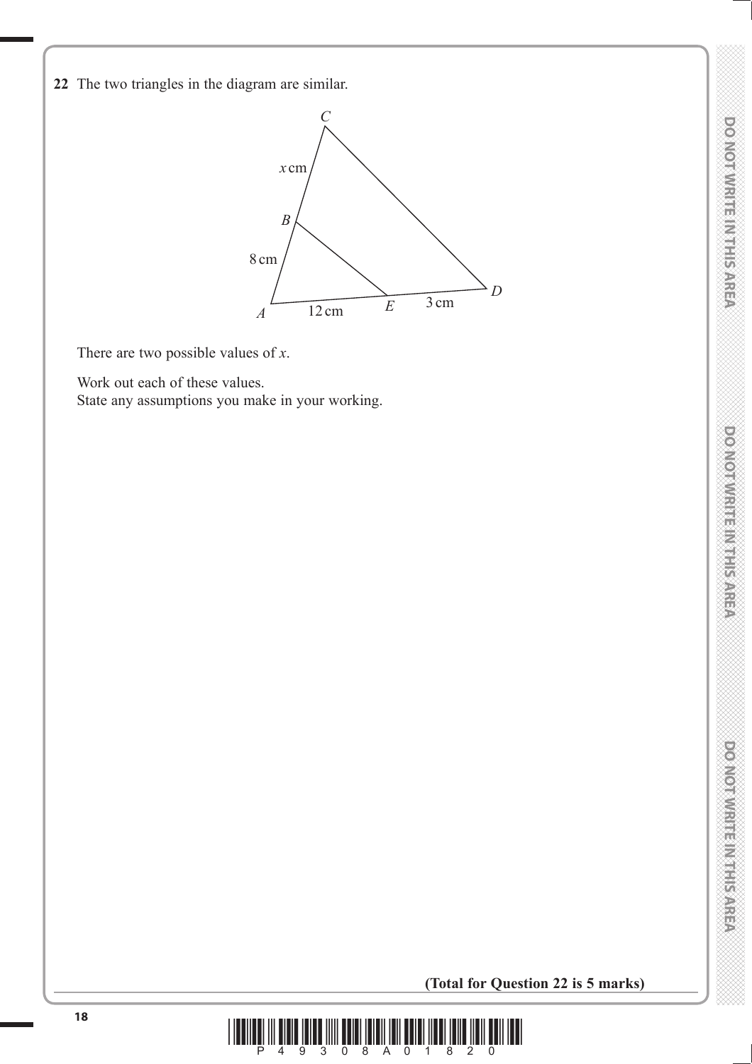**22** The two triangles in the diagram are similar.

There are two possible values of $x$.

Work out each of these values.
State any assumptions you make in your working.

**(Total for Question 22 is 5 marks)**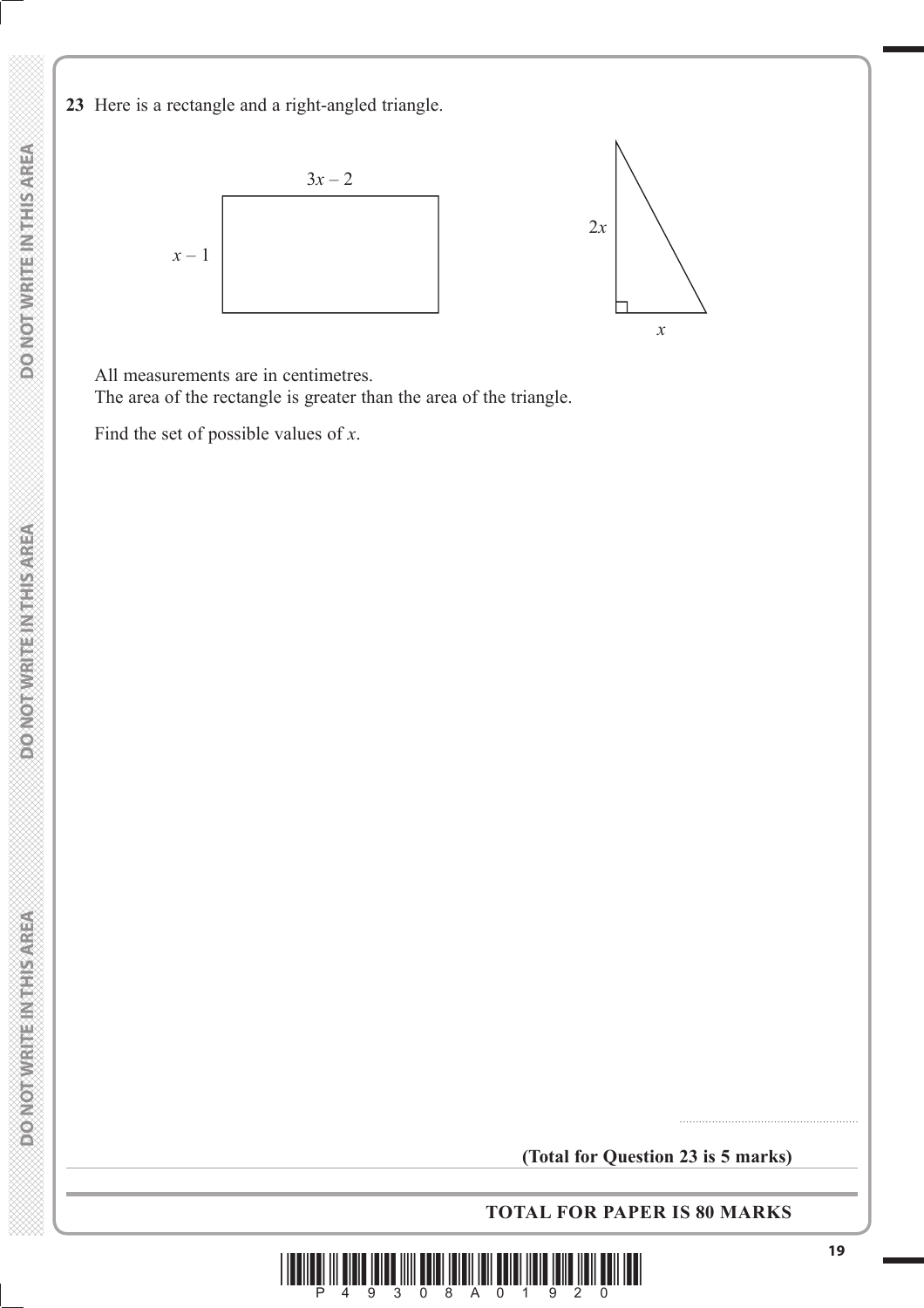**23** Here is a rectangle and a right-angled triangle.

Rectangle: width $3x - 2$, height $x - 1$

Right-angled triangle: height $2x$, base $x$

All measurements are in centimetres.
The area of the rectangle is greater than the area of the triangle.

Find the set of possible values of $x$.

.......................................................

**(Total for Question 23 is 5 marks)**

**TOTAL FOR PAPER IS 80 MARKS**